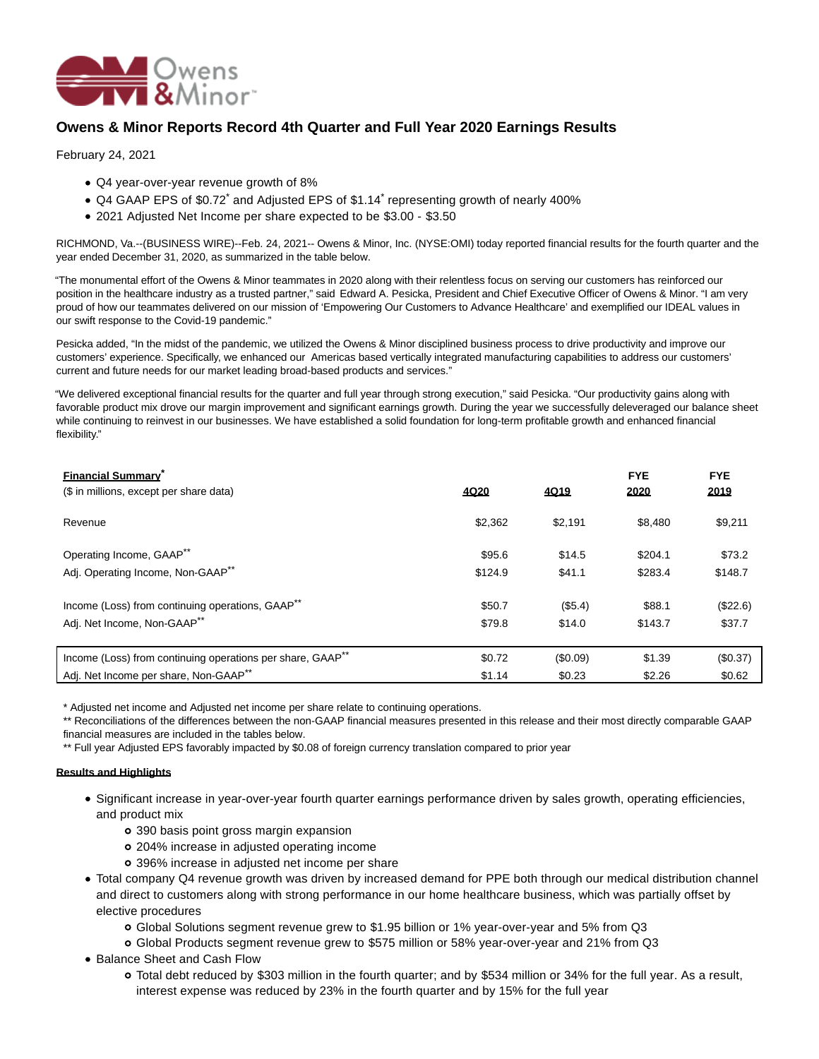# Owens & Minor Reports Record 4th Quarter and Full Year 2020 Earnings Results

February 24, 2021

- Q4 year-over-year revenue growth of 8%
- Q4 GAAP EPS of $0.72* and Adjusted EPS of $1.14* representing growth of nearly 400%
- 2021 Adjusted Net Income per share expected to be $3.00 - $3.50

RICHMOND, Va.--(BUSINESS WIRE)--Feb. 24, 2021-- Owens & Minor, Inc. (NYSE:OMI) today reported financial results for the fourth quarter and the year ended December 31, 2020, as summarized in the table below.

"The monumental effort of the Owens & Minor teammates in 2020 along with their relentless focus on serving our customers has reinforced our position in the healthcare industry as a trusted partner," said Edward A. Pesicka, President and Chief Executive Officer of Owens & Minor. "I am very proud of how our teammates delivered on our mission of 'Empowering Our Customers to Advance Healthcare' and exemplified our IDEAL values in our swift response to the Covid-19 pandemic."

Pesicka added, "In the midst of the pandemic, we utilized the Owens & Minor disciplined business process to drive productivity and improve our customers' experience. Specifically, we enhanced our Americas based vertically integrated manufacturing capabilities to address our customers' current and future needs for our market leading broad-based products and services."

"We delivered exceptional financial results for the quarter and full year through strong execution," said Pesicka. "Our productivity gains along with favorable product mix drove our margin improvement and significant earnings growth. During the year we successfully deleveraged our balance sheet while continuing to reinvest in our businesses. We have established a solid foundation for long-term profitable growth and enhanced financial flexibility."

| **Financial Summary*** ($ in millions, except per share data) | 4Q20 | 4Q19 | FYE 2020 | FYE 2019 |
|---|---|---|---|---|
| Revenue | $2,362 | $2,191 | $8,480 | $9,211 |
| Operating Income, GAAP** | $95.6 | $14.5 | $204.1 | $73.2 |
| Adj. Operating Income, Non-GAAP** | $124.9 | $41.1 | $283.4 | $148.7 |
| Income (Loss) from continuing operations, GAAP** | $50.7 | ($5.4) | $88.1 | ($22.6) |
| Adj. Net Income, Non-GAAP** | $79.8 | $14.0 | $143.7 | $37.7 |
| Income (Loss) from continuing operations per share, GAAP** | $0.72 | ($0.09) | $1.39 | ($0.37) |
| Adj. Net Income per share, Non-GAAP** | $1.14 | $0.23 | $2.26 | $0.62 |

\* Adjusted net income and Adjusted net income per share relate to continuing operations.
** Reconciliations of the differences between the non-GAAP financial measures presented in this release and their most directly comparable GAAP financial measures are included in the tables below.
** Full year Adjusted EPS favorably impacted by $0.08 of foreign currency translation compared to prior year

**Results and Highlights**

- Significant increase in year-over-year fourth quarter earnings performance driven by sales growth, operating efficiencies, and product mix
  - 390 basis point gross margin expansion
  - 204% increase in adjusted operating income
  - 396% increase in adjusted net income per share
- Total company Q4 revenue growth was driven by increased demand for PPE both through our medical distribution channel and direct to customers along with strong performance in our home healthcare business, which was partially offset by elective procedures
  - Global Solutions segment revenue grew to $1.95 billion or 1% year-over-year and 5% from Q3
  - Global Products segment revenue grew to $575 million or 58% year-over-year and 21% from Q3
- Balance Sheet and Cash Flow
  - Total debt reduced by $303 million in the fourth quarter; and by $534 million or 34% for the full year. As a result, interest expense was reduced by 23% in the fourth quarter and by 15% for the full year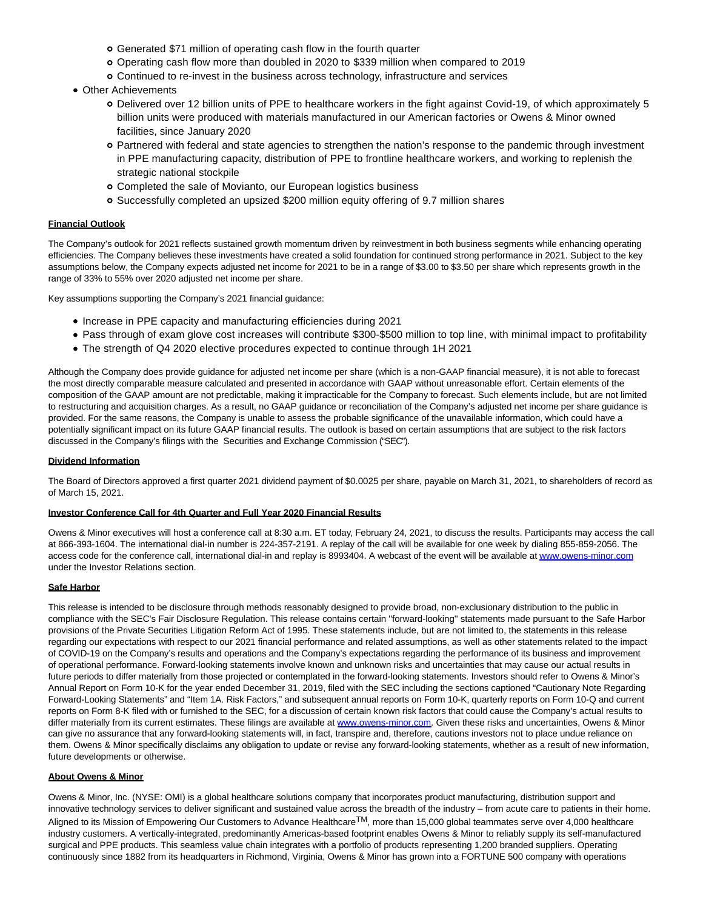- Generated $71 million of operating cash flow in the fourth quarter
  - Operating cash flow more than doubled in 2020 to $339 million when compared to 2019
  - Continued to re-invest in the business across technology, infrastructure and services
- Other Achievements
  - Delivered over 12 billion units of PPE to healthcare workers in the fight against Covid-19, of which approximately 5 billion units were produced with materials manufactured in our American factories or Owens & Minor owned facilities, since January 2020
  - Partnered with federal and state agencies to strengthen the nation's response to the pandemic through investment in PPE manufacturing capacity, distribution of PPE to frontline healthcare workers, and working to replenish the strategic national stockpile
  - Completed the sale of Movianto, our European logistics business
  - Successfully completed an upsized $200 million equity offering of 9.7 million shares

**Financial Outlook**

The Company's outlook for 2021 reflects sustained growth momentum driven by reinvestment in both business segments while enhancing operating efficiencies. The Company believes these investments have created a solid foundation for continued strong performance in 2021. Subject to the key assumptions below, the Company expects adjusted net income for 2021 to be in a range of $3.00 to $3.50 per share which represents growth in the range of 33% to 55% over 2020 adjusted net income per share.

Key assumptions supporting the Company's 2021 financial guidance:

- Increase in PPE capacity and manufacturing efficiencies during 2021
- Pass through of exam glove cost increases will contribute $300-$500 million to top line, with minimal impact to profitability
- The strength of Q4 2020 elective procedures expected to continue through 1H 2021

Although the Company does provide guidance for adjusted net income per share (which is a non-GAAP financial measure), it is not able to forecast the most directly comparable measure calculated and presented in accordance with GAAP without unreasonable effort. Certain elements of the composition of the GAAP amount are not predictable, making it impracticable for the Company to forecast. Such elements include, but are not limited to restructuring and acquisition charges. As a result, no GAAP guidance or reconciliation of the Company's adjusted net income per share guidance is provided. For the same reasons, the Company is unable to assess the probable significance of the unavailable information, which could have a potentially significant impact on its future GAAP financial results. The outlook is based on certain assumptions that are subject to the risk factors discussed in the Company's filings with the Securities and Exchange Commission ("SEC").

**Dividend Information**

The Board of Directors approved a first quarter 2021 dividend payment of $0.0025 per share, payable on March 31, 2021, to shareholders of record as of March 15, 2021.

**Investor Conference Call for 4th Quarter and Full Year 2020 Financial Results**

Owens & Minor executives will host a conference call at 8:30 a.m. ET today, February 24, 2021, to discuss the results. Participants may access the call at 866-393-1604. The international dial-in number is 224-357-2191. A replay of the call will be available for one week by dialing 855-859-2056. The access code for the conference call, international dial-in and replay is 8993404. A webcast of the event will be available at www.owens-minor.com under the Investor Relations section.

**Safe Harbor**

This release is intended to be disclosure through methods reasonably designed to provide broad, non-exclusionary distribution to the public in compliance with the SEC's Fair Disclosure Regulation. This release contains certain ''forward-looking'' statements made pursuant to the Safe Harbor provisions of the Private Securities Litigation Reform Act of 1995. These statements include, but are not limited to, the statements in this release regarding our expectations with respect to our 2021 financial performance and related assumptions, as well as other statements related to the impact of COVID-19 on the Company's results and operations and the Company's expectations regarding the performance of its business and improvement of operational performance. Forward-looking statements involve known and unknown risks and uncertainties that may cause our actual results in future periods to differ materially from those projected or contemplated in the forward-looking statements. Investors should refer to Owens & Minor's Annual Report on Form 10-K for the year ended December 31, 2019, filed with the SEC including the sections captioned "Cautionary Note Regarding Forward-Looking Statements" and "Item 1A. Risk Factors," and subsequent annual reports on Form 10-K, quarterly reports on Form 10-Q and current reports on Form 8-K filed with or furnished to the SEC, for a discussion of certain known risk factors that could cause the Company's actual results to differ materially from its current estimates. These filings are available at www.owens-minor.com. Given these risks and uncertainties, Owens & Minor can give no assurance that any forward-looking statements will, in fact, transpire and, therefore, cautions investors not to place undue reliance on them. Owens & Minor specifically disclaims any obligation to update or revise any forward-looking statements, whether as a result of new information, future developments or otherwise.

**About Owens & Minor**

Owens & Minor, Inc. (NYSE: OMI) is a global healthcare solutions company that incorporates product manufacturing, distribution support and innovative technology services to deliver significant and sustained value across the breadth of the industry – from acute care to patients in their home. Aligned to its Mission of Empowering Our Customers to Advance Healthcare™, more than 15,000 global teammates serve over 4,000 healthcare industry customers. A vertically-integrated, predominantly Americas-based footprint enables Owens & Minor to reliably supply its self-manufactured surgical and PPE products. This seamless value chain integrates with a portfolio of products representing 1,200 branded suppliers. Operating continuously since 1882 from its headquarters in Richmond, Virginia, Owens & Minor has grown into a FORTUNE 500 company with operations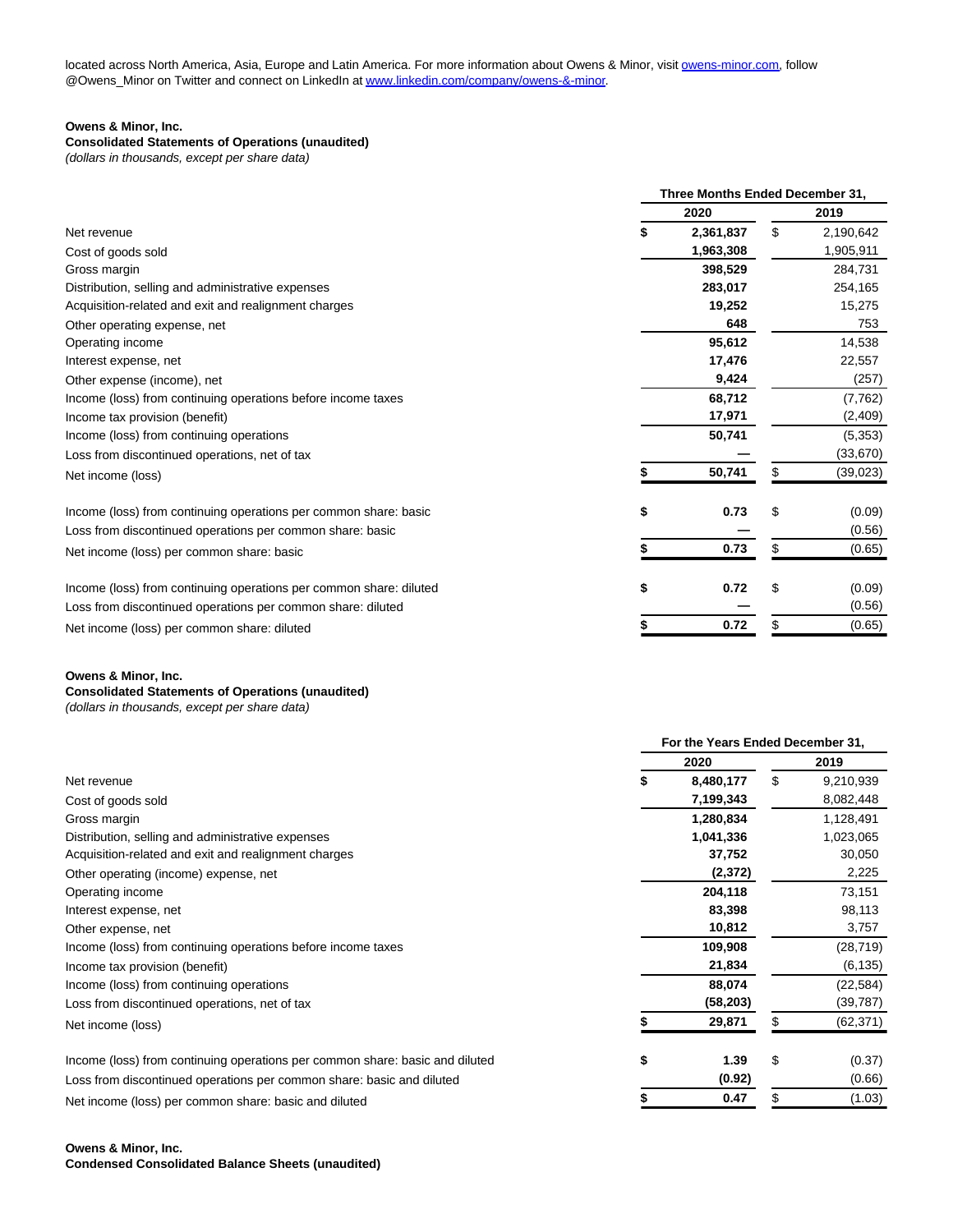located across North America, Asia, Europe and Latin America. For more information about Owens & Minor, visit [owens-minor.com](owens-minor.com), follow @Owens_Minor on Twitter and connect on LinkedIn at [www.linkedin.com/company/owens-&-minor](www.linkedin.com/company/owens-&-minor).

**Owens & Minor, Inc.**
**Consolidated Statements of Operations (unaudited)**
*(dollars in thousands, except per share data)*

| | Three Months Ended December 31, | |
|---|---|---|
| | **2020** | **2019** |
| Net revenue | **$ 2,361,837** | $ 2,190,642 |
| Cost of goods sold | **1,963,308** | 1,905,911 |
| Gross margin | **398,529** | 284,731 |
| Distribution, selling and administrative expenses | **283,017** | 254,165 |
| Acquisition-related and exit and realignment charges | **19,252** | 15,275 |
| Other operating expense, net | **648** | 753 |
| Operating income | **95,612** | 14,538 |
| Interest expense, net | **17,476** | 22,557 |
| Other expense (income), net | **9,424** | (257) |
| Income (loss) from continuing operations before income taxes | **68,712** | (7,762) |
| Income tax provision (benefit) | **17,971** | (2,409) |
| Income (loss) from continuing operations | **50,741** | (5,353) |
| Loss from discontinued operations, net of tax | **—** | (33,670) |
| Net income (loss) | **$ 50,741** | $ (39,023) |
| | | |
| Income (loss) from continuing operations per common share: basic | **$ 0.73** | $ (0.09) |
| Loss from discontinued operations per common share: basic | **—** | (0.56) |
| Net income (loss) per common share: basic | **$ 0.73** | $ (0.65) |
| | | |
| Income (loss) from continuing operations per common share: diluted | **$ 0.72** | $ (0.09) |
| Loss from discontinued operations per common share: diluted | **—** | (0.56) |
| Net income (loss) per common share: diluted | **$ 0.72** | $ (0.65) |

**Owens & Minor, Inc.**
**Consolidated Statements of Operations (unaudited)**
*(dollars in thousands, except per share data)*

| | For the Years Ended December 31, | |
|---|---|---|
| | **2020** | **2019** |
| Net revenue | **$ 8,480,177** | $ 9,210,939 |
| Cost of goods sold | **7,199,343** | 8,082,448 |
| Gross margin | **1,280,834** | 1,128,491 |
| Distribution, selling and administrative expenses | **1,041,336** | 1,023,065 |
| Acquisition-related and exit and realignment charges | **37,752** | 30,050 |
| Other operating (income) expense, net | **(2,372)** | 2,225 |
| Operating income | **204,118** | 73,151 |
| Interest expense, net | **83,398** | 98,113 |
| Other expense, net | **10,812** | 3,757 |
| Income (loss) from continuing operations before income taxes | **109,908** | (28,719) |
| Income tax provision (benefit) | **21,834** | (6,135) |
| Income (loss) from continuing operations | **88,074** | (22,584) |
| Loss from discontinued operations, net of tax | **(58,203)** | (39,787) |
| Net income (loss) | **$ 29,871** | $ (62,371) |
| | | |
| Income (loss) from continuing operations per common share: basic and diluted | **$ 1.39** | $ (0.37) |
| Loss from discontinued operations per common share: basic and diluted | **(0.92)** | (0.66) |
| Net income (loss) per common share: basic and diluted | **$ 0.47** | $ (1.03) |

**Owens & Minor, Inc.**
**Condensed Consolidated Balance Sheets (unaudited)**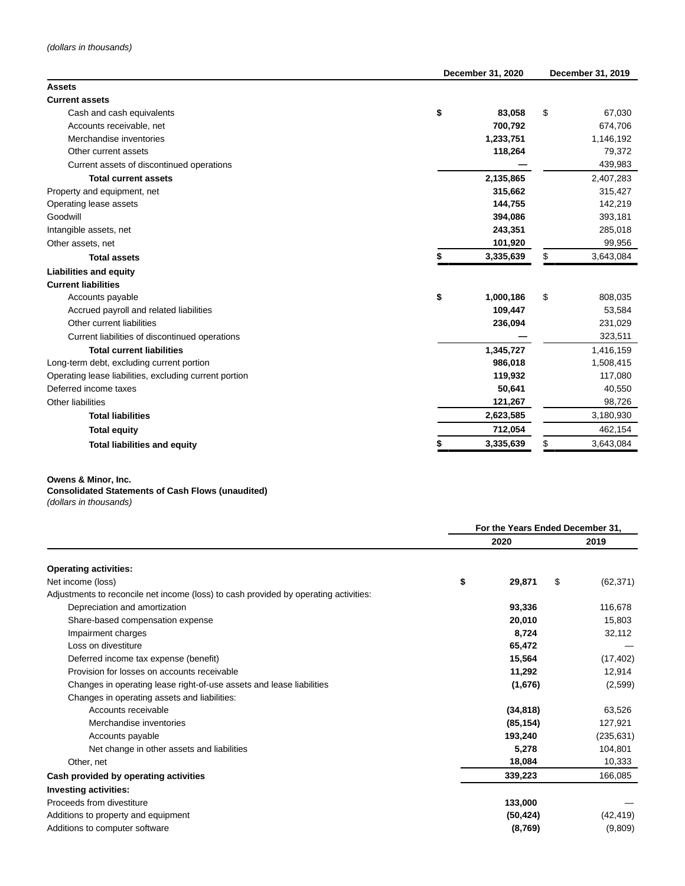*(dollars in thousands)*

| | December 31, 2020 | December 31, 2019 |
|---|---|---|
| **Assets** | | |
| **Current assets** | | |
| Cash and cash equivalents | **$ 83,058** | $ 67,030 |
| Accounts receivable, net | **700,792** | 674,706 |
| Merchandise inventories | **1,233,751** | 1,146,192 |
| Other current assets | **118,264** | 79,372 |
| Current assets of discontinued operations | **—** | 439,983 |
| **Total current assets** | **2,135,865** | 2,407,283 |
| Property and equipment, net | **315,662** | 315,427 |
| Operating lease assets | **144,755** | 142,219 |
| Goodwill | **394,086** | 393,181 |
| Intangible assets, net | **243,351** | 285,018 |
| Other assets, net | **101,920** | 99,956 |
| **Total assets** | **$ 3,335,639** | $ 3,643,084 |
| **Liabilities and equity** | | |
| **Current liabilities** | | |
| Accounts payable | **$ 1,000,186** | $ 808,035 |
| Accrued payroll and related liabilities | **109,447** | 53,584 |
| Other current liabilities | **236,094** | 231,029 |
| Current liabilities of discontinued operations | **—** | 323,511 |
| **Total current liabilities** | **1,345,727** | 1,416,159 |
| Long-term debt, excluding current portion | **986,018** | 1,508,415 |
| Operating lease liabilities, excluding current portion | **119,932** | 117,080 |
| Deferred income taxes | **50,641** | 40,550 |
| Other liabilities | **121,267** | 98,726 |
| **Total liabilities** | **2,623,585** | 3,180,930 |
| **Total equity** | **712,054** | 462,154 |
| **Total liabilities and equity** | **$ 3,335,639** | $ 3,643,084 |

**Owens & Minor, Inc.**
**Consolidated Statements of Cash Flows (unaudited)**
*(dollars in thousands)*

| | For the Years Ended December 31, | |
|---|---|---|
| | 2020 | 2019 |
| **Operating activities:** | | |
| Net income (loss) | **$ 29,871** | $ (62,371) |
| Adjustments to reconcile net income (loss) to cash provided by operating activities: | | |
| Depreciation and amortization | **93,336** | 116,678 |
| Share-based compensation expense | **20,010** | 15,803 |
| Impairment charges | **8,724** | 32,112 |
| Loss on divestiture | **65,472** | — |
| Deferred income tax expense (benefit) | **15,564** | (17,402) |
| Provision for losses on accounts receivable | **11,292** | 12,914 |
| Changes in operating lease right-of-use assets and lease liabilities | **(1,676)** | (2,599) |
| Changes in operating assets and liabilities: | | |
| Accounts receivable | **(34,818)** | 63,526 |
| Merchandise inventories | **(85,154)** | 127,921 |
| Accounts payable | **193,240** | (235,631) |
| Net change in other assets and liabilities | **5,278** | 104,801 |
| Other, net | **18,084** | 10,333 |
| **Cash provided by operating activities** | **339,223** | 166,085 |
| **Investing activities:** | | |
| Proceeds from divestiture | **133,000** | — |
| Additions to property and equipment | **(50,424)** | (42,419) |
| Additions to computer software | **(8,769)** | (9,809) |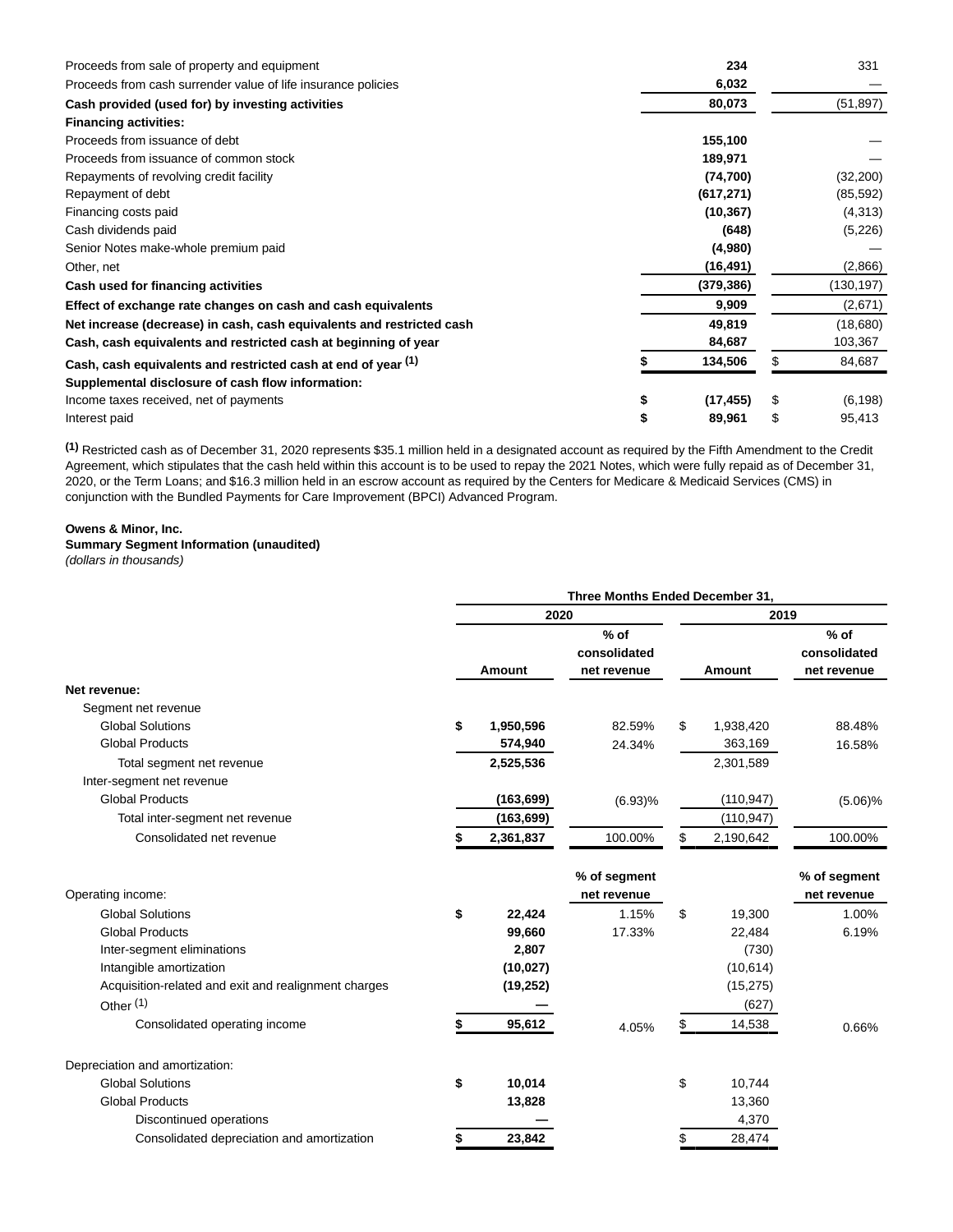| | 2020 | 2019 |
|---|---|---|
| Proceeds from sale of property and equipment | 234 | 331 |
| Proceeds from cash surrender value of life insurance policies | 6,032 | — |
| **Cash provided (used for) by investing activities** | 80,073 | (51,897) |
| **Financing activities:** | | |
| Proceeds from issuance of debt | 155,100 | — |
| Proceeds from issuance of common stock | 189,971 | — |
| Repayments of revolving credit facility | (74,700) | (32,200) |
| Repayment of debt | (617,271) | (85,592) |
| Financing costs paid | (10,367) | (4,313) |
| Cash dividends paid | (648) | (5,226) |
| Senior Notes make-whole premium paid | (4,980) | — |
| Other, net | (16,491) | (2,866) |
| **Cash used for financing activities** | (379,386) | (130,197) |
| **Effect of exchange rate changes on cash and cash equivalents** | 9,909 | (2,671) |
| **Net increase (decrease) in cash, cash equivalents and restricted cash** | 49,819 | (18,680) |
| **Cash, cash equivalents and restricted cash at beginning of year** | 84,687 | 103,367 |
| **Cash, cash equivalents and restricted cash at end of year** [(1)] | $ 134,506 | $ 84,687 |
| **Supplemental disclosure of cash flow information:** | | |
| Income taxes received, net of payments | $ (17,455) | $ (6,198) |
| Interest paid | $ 89,961 | $ 95,413 |

[(1)] Restricted cash as of December 31, 2020 represents $35.1 million held in a designated account as required by the Fifth Amendment to the Credit Agreement, which stipulates that the cash held within this account is to be used to repay the 2021 Notes, which were fully repaid as of December 31, 2020, or the Term Loans; and $16.3 million held in an escrow account as required by the Centers for Medicare & Medicaid Services (CMS) in conjunction with the Bundled Payments for Care Improvement (BPCI) Advanced Program.

**Owens & Minor, Inc.**
**Summary Segment Information (unaudited)**
*(dollars in thousands)*

| | Three Months Ended December 31, | | | |
|---|---|---|---|---|
| | 2020 | | 2019 | |
| | Amount | % of consolidated net revenue | Amount | % of consolidated net revenue |
| **Net revenue:** | | | | |
| Segment net revenue | | | | |
| Global Solutions | $ 1,950,596 | 82.59% | $ 1,938,420 | 88.48% |
| Global Products | 574,940 | 24.34% | 363,169 | 16.58% |
| Total segment net revenue | 2,525,536 | | 2,301,589 | |
| Inter-segment net revenue | | | | |
| Global Products | (163,699) | (6.93)% | (110,947) | (5.06)% |
| Total inter-segment net revenue | (163,699) | | (110,947) | |
| Consolidated net revenue | $ 2,361,837 | 100.00% | $ 2,190,642 | 100.00% |
| | | **% of segment net revenue** | | **% of segment net revenue** |
| Operating income: | | | | |
| Global Solutions | $ 22,424 | 1.15% | $ 19,300 | 1.00% |
| Global Products | 99,660 | 17.33% | 22,484 | 6.19% |
| Inter-segment eliminations | 2,807 | | (730) | |
| Intangible amortization | (10,027) | | (10,614) | |
| Acquisition-related and exit and realignment charges | (19,252) | | (15,275) | |
| Other [(1)] | — | | (627) | |
| Consolidated operating income | $ 95,612 | 4.05% | $ 14,538 | 0.66% |
| Depreciation and amortization: | | | | |
| Global Solutions | $ 10,014 | | $ 10,744 | |
| Global Products | 13,828 | | 13,360 | |
| Discontinued operations | — | | 4,370 | |
| Consolidated depreciation and amortization | $ 23,842 | | $ 28,474 | |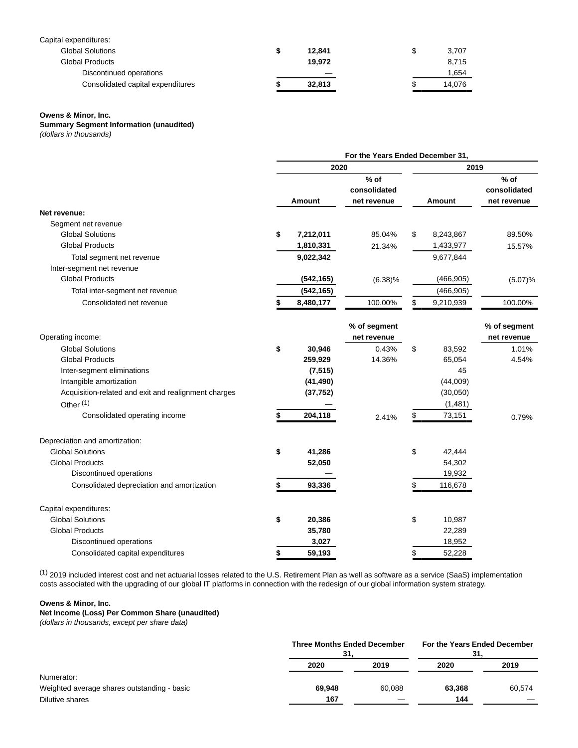| | | |
|---|---|---|
| Capital expenditures: | | |
| Global Solutions | $ 12,841 | $ 3,707 |
| Global Products | 19,972 | 8,715 |
| Discontinued operations | — | 1,654 |
| Consolidated capital expenditures | $ 32,813 | $ 14,076 |

**Owens & Minor, Inc.**
**Summary Segment Information (unaudited)**
*(dollars in thousands)*

| | For the Years Ended December 31, | | | |
|---|---|---|---|---|
| | 2020 | | 2019 | |
| | Amount | % of consolidated net revenue | Amount | % of consolidated net revenue |
| **Net revenue:** | | | | |
| Segment net revenue | | | | |
| Global Solutions | $ 7,212,011 | 85.04% | $ 8,243,867 | 89.50% |
| Global Products | 1,810,331 | 21.34% | 1,433,977 | 15.57% |
| Total segment net revenue | 9,022,342 | | 9,677,844 | |
| Inter-segment net revenue | | | | |
| Global Products | (542,165) | (6.38)% | (466,905) | (5.07)% |
| Total inter-segment net revenue | (542,165) | | (466,905) | |
| Consolidated net revenue | $ 8,480,177 | 100.00% | $ 9,210,939 | 100.00% |
| | | % of segment net revenue | | % of segment net revenue |
| Operating income: | | | | |
| Global Solutions | $ 30,946 | 0.43% | $ 83,592 | 1.01% |
| Global Products | 259,929 | 14.36% | 65,054 | 4.54% |
| Inter-segment eliminations | (7,515) | | 45 | |
| Intangible amortization | (41,490) | | (44,009) | |
| Acquisition-related and exit and realignment charges | (37,752) | | (30,050) | |
| Other [1] | — | | (1,481) | |
| Consolidated operating income | $ 204,118 | 2.41% | $ 73,151 | 0.79% |
| Depreciation and amortization: | | | | |
| Global Solutions | $ 41,286 | | $ 42,444 | |
| Global Products | 52,050 | | 54,302 | |
| Discontinued operations | — | | 19,932 | |
| Consolidated depreciation and amortization | $ 93,336 | | $ 116,678 | |
| Capital expenditures: | | | | |
| Global Solutions | $ 20,386 | | $ 10,987 | |
| Global Products | 35,780 | | 22,289 | |
| Discontinued operations | 3,027 | | 18,952 | |
| Consolidated capital expenditures | $ 59,193 | | $ 52,228 | |

[1] 2019 included interest cost and net actuarial losses related to the U.S. Retirement Plan as well as software as a service (SaaS) implementation costs associated with the upgrading of our global IT platforms in connection with the redesign of our global information system strategy.

**Owens & Minor, Inc.**
**Net Income (Loss) Per Common Share (unaudited)**
*(dollars in thousands, except per share data)*

| | Three Months Ended December 31, | | For the Years Ended December 31, | |
|---|---|---|---|---|
| | 2020 | 2019 | 2020 | 2019 |
| Numerator: | | | | |
| Weighted average shares outstanding - basic | 69,948 | 60,088 | 63,368 | 60,574 |
| Dilutive shares | 167 | — | 144 | — |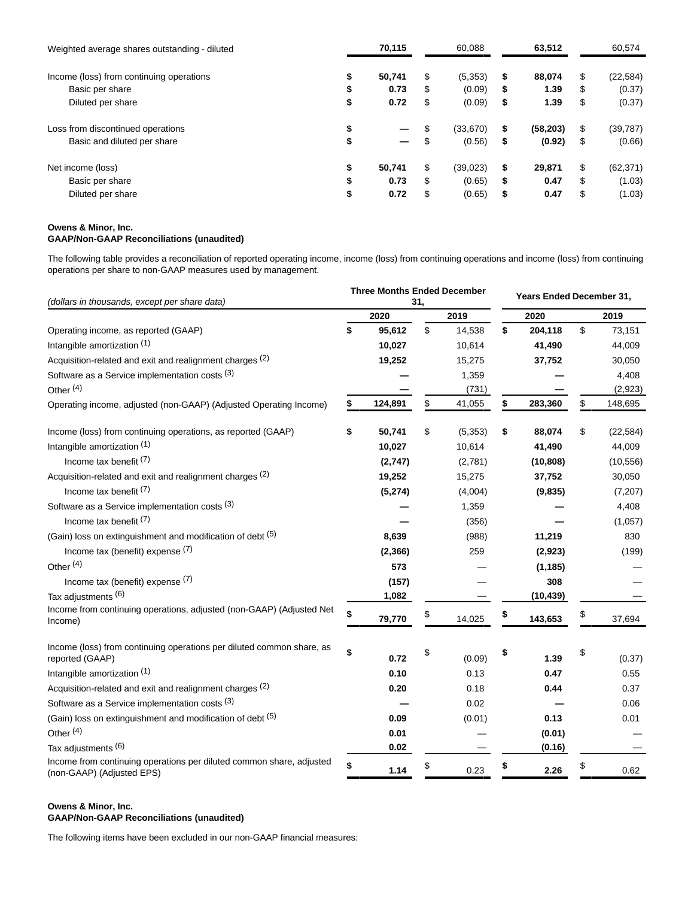| | 2020 Q4 | 2019 Q4 | 2020 | 2019 |
|---|---|---|---|---|
| Weighted average shares outstanding - diluted | **70,115** | 60,088 | **63,512** | 60,574 |
| Income (loss) from continuing operations | **$ 50,741** | $ (5,353) | **$ 88,074** | $ (22,584) |
| Basic per share | **$ 0.73** | $ (0.09) | **$ 1.39** | $ (0.37) |
| Diluted per share | **$ 0.72** | $ (0.09) | **$ 1.39** | $ (0.37) |
| Loss from discontinued operations | **$ —** | $ (33,670) | **$ (58,203)** | $ (39,787) |
| Basic and diluted per share | **$ —** | $ (0.56) | **$ (0.92)** | $ (0.66) |
| Net income (loss) | **$ 50,741** | $ (39,023) | **$ 29,871** | $ (62,371) |
| Basic per share | **$ 0.73** | $ (0.65) | **$ 0.47** | $ (1.03) |
| Diluted per share | **$ 0.72** | $ (0.65) | **$ 0.47** | $ (1.03) |

**Owens & Minor, Inc.**
**GAAP/Non-GAAP Reconciliations (unaudited)**

The following table provides a reconciliation of reported operating income, income (loss) from continuing operations and income (loss) from continuing operations per share to non-GAAP measures used by management.

| *(dollars in thousands, except per share data)* | Three Months Ended December 31, | | Years Ended December 31, | |
|---|---|---|---|---|
| | **2020** | **2019** | **2020** | **2019** |
| Operating income, as reported (GAAP) | **$ 95,612** | $ 14,538 | **$ 204,118** | $ 73,151 |
| Intangible amortization [1] | **10,027** | 10,614 | **41,490** | 44,009 |
| Acquisition-related and exit and realignment charges [2] | **19,252** | 15,275 | **37,752** | 30,050 |
| Software as a Service implementation costs [3] | **—** | 1,359 | **—** | 4,408 |
| Other [4] | **—** | (731) | **—** | (2,923) |
| Operating income, adjusted (non-GAAP) (Adjusted Operating Income) | **$ 124,891** | $ 41,055 | **$ 283,360** | $ 148,695 |
| | | | | |
| Income (loss) from continuing operations, as reported (GAAP) | **$ 50,741** | $ (5,353) | **$ 88,074** | $ (22,584) |
| Intangible amortization [1] | **10,027** | 10,614 | **41,490** | 44,009 |
| Income tax benefit [7] | **(2,747)** | (2,781) | **(10,808)** | (10,556) |
| Acquisition-related and exit and realignment charges [2] | **19,252** | 15,275 | **37,752** | 30,050 |
| Income tax benefit [7] | **(5,274)** | (4,004) | **(9,835)** | (7,207) |
| Software as a Service implementation costs [3] | **—** | 1,359 | **—** | 4,408 |
| Income tax benefit [7] | **—** | (356) | **—** | (1,057) |
| (Gain) loss on extinguishment and modification of debt [5] | **8,639** | (988) | **11,219** | 830 |
| Income tax (benefit) expense [7] | **(2,366)** | 259 | **(2,923)** | (199) |
| Other [4] | **573** | — | **(1,185)** | — |
| Income tax (benefit) expense [7] | **(157)** | — | **308** | — |
| Tax adjustments [6] | **1,082** | — | **(10,439)** | — |
| Income from continuing operations, adjusted (non-GAAP) (Adjusted Net Income) | **$ 79,770** | $ 14,025 | **$ 143,653** | $ 37,694 |
| | | | | |
| Income (loss) from continuing operations per diluted common share, as reported (GAAP) | **$ 0.72** | $ (0.09) | **$ 1.39** | $ (0.37) |
| Intangible amortization [1] | **0.10** | 0.13 | **0.47** | 0.55 |
| Acquisition-related and exit and realignment charges [2] | **0.20** | 0.18 | **0.44** | 0.37 |
| Software as a Service implementation costs [3] | **—** | 0.02 | **—** | 0.06 |
| (Gain) loss on extinguishment and modification of debt [5] | **0.09** | (0.01) | **0.13** | 0.01 |
| Other [4] | **0.01** | — | **(0.01)** | — |
| Tax adjustments [6] | **0.02** | — | **(0.16)** | — |
| Income from continuing operations per diluted common share, adjusted (non-GAAP) (Adjusted EPS) | **$ 1.14** | $ 0.23 | **$ 2.26** | $ 0.62 |

**Owens & Minor, Inc.**
**GAAP/Non-GAAP Reconciliations (unaudited)**

The following items have been excluded in our non-GAAP financial measures: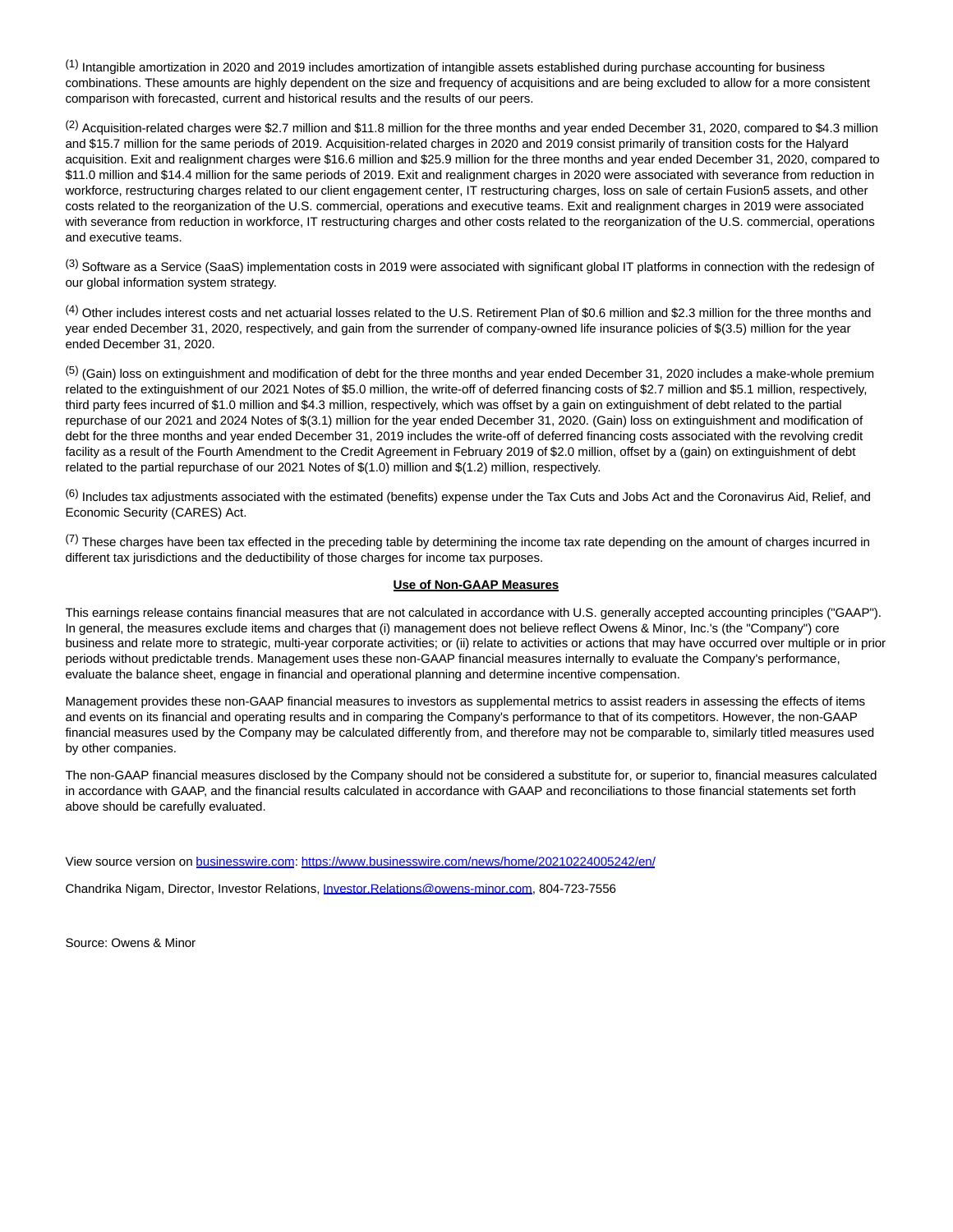(1) Intangible amortization in 2020 and 2019 includes amortization of intangible assets established during purchase accounting for business combinations. These amounts are highly dependent on the size and frequency of acquisitions and are being excluded to allow for a more consistent comparison with forecasted, current and historical results and the results of our peers.

(2) Acquisition-related charges were $2.7 million and $11.8 million for the three months and year ended December 31, 2020, compared to $4.3 million and $15.7 million for the same periods of 2019. Acquisition-related charges in 2020 and 2019 consist primarily of transition costs for the Halyard acquisition. Exit and realignment charges were $16.6 million and $25.9 million for the three months and year ended December 31, 2020, compared to $11.0 million and $14.4 million for the same periods of 2019. Exit and realignment charges in 2020 were associated with severance from reduction in workforce, restructuring charges related to our client engagement center, IT restructuring charges, loss on sale of certain Fusion5 assets, and other costs related to the reorganization of the U.S. commercial, operations and executive teams. Exit and realignment charges in 2019 were associated with severance from reduction in workforce, IT restructuring charges and other costs related to the reorganization of the U.S. commercial, operations and executive teams.

(3) Software as a Service (SaaS) implementation costs in 2019 were associated with significant global IT platforms in connection with the redesign of our global information system strategy.

(4) Other includes interest costs and net actuarial losses related to the U.S. Retirement Plan of $0.6 million and $2.3 million for the three months and year ended December 31, 2020, respectively, and gain from the surrender of company-owned life insurance policies of $(3.5) million for the year ended December 31, 2020.

(5) (Gain) loss on extinguishment and modification of debt for the three months and year ended December 31, 2020 includes a make-whole premium related to the extinguishment of our 2021 Notes of $5.0 million, the write-off of deferred financing costs of $2.7 million and $5.1 million, respectively, third party fees incurred of $1.0 million and $4.3 million, respectively, which was offset by a gain on extinguishment of debt related to the partial repurchase of our 2021 and 2024 Notes of $(3.1) million for the year ended December 31, 2020. (Gain) loss on extinguishment and modification of debt for the three months and year ended December 31, 2019 includes the write-off of deferred financing costs associated with the revolving credit facility as a result of the Fourth Amendment to the Credit Agreement in February 2019 of $2.0 million, offset by a (gain) on extinguishment of debt related to the partial repurchase of our 2021 Notes of $(1.0) million and $(1.2) million, respectively.

(6) Includes tax adjustments associated with the estimated (benefits) expense under the Tax Cuts and Jobs Act and the Coronavirus Aid, Relief, and Economic Security (CARES) Act.

(7) These charges have been tax effected in the preceding table by determining the income tax rate depending on the amount of charges incurred in different tax jurisdictions and the deductibility of those charges for income tax purposes.

## Use of Non-GAAP Measures

This earnings release contains financial measures that are not calculated in accordance with U.S. generally accepted accounting principles ("GAAP"). In general, the measures exclude items and charges that (i) management does not believe reflect Owens & Minor, Inc.'s (the "Company") core business and relate more to strategic, multi-year corporate activities; or (ii) relate to activities or actions that may have occurred over multiple or in prior periods without predictable trends. Management uses these non-GAAP financial measures internally to evaluate the Company's performance, evaluate the balance sheet, engage in financial and operational planning and determine incentive compensation.

Management provides these non-GAAP financial measures to investors as supplemental metrics to assist readers in assessing the effects of items and events on its financial and operating results and in comparing the Company's performance to that of its competitors. However, the non-GAAP financial measures used by the Company may be calculated differently from, and therefore may not be comparable to, similarly titled measures used by other companies.

The non-GAAP financial measures disclosed by the Company should not be considered a substitute for, or superior to, financial measures calculated in accordance with GAAP, and the financial results calculated in accordance with GAAP and reconciliations to those financial statements set forth above should be carefully evaluated.

View source version on businesswire.com: https://www.businesswire.com/news/home/20210224005242/en/

Chandrika Nigam, Director, Investor Relations, Investor.Relations@owens-minor.com, 804-723-7556

Source: Owens & Minor